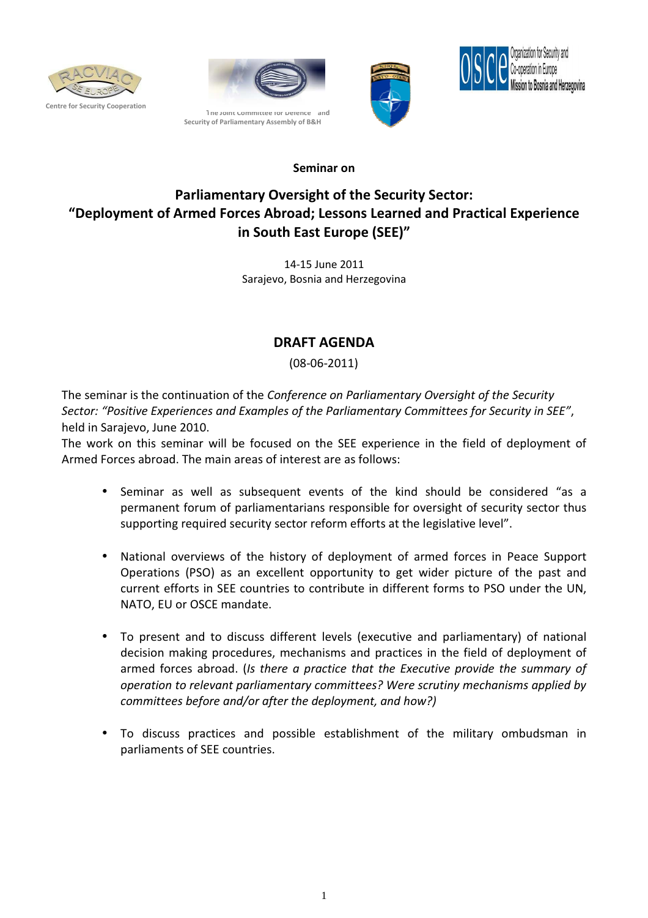Centre for Security Cooperation

The Joint Committee for Defence and Security of Parliamentary Assembly of B&H

Organization for Security and Co-operation in Europe Mission to Bosnia and Herzegovina

**Seminar on**

## Parliamentary Oversight of the Security Sector: "Deployment of Armed Forces Abroad; Lessons Learned and Practical Experience in South East Europe (SEE)"

14-15 June 2011
Sarajevo, Bosnia and Herzegovina

## DRAFT AGENDA

(08-06-2011)

The seminar is the continuation of the *Conference on Parliamentary Oversight of the Security Sector: "Positive Experiences and Examples of the Parliamentary Committees for Security in SEE"*, held in Sarajevo, June 2010.

The work on this seminar will be focused on the SEE experience in the field of deployment of Armed Forces abroad. The main areas of interest are as follows:

- Seminar as well as subsequent events of the kind should be considered "as a permanent forum of parliamentarians responsible for oversight of security sector thus supporting required security sector reform efforts at the legislative level".

- National overviews of the history of deployment of armed forces in Peace Support Operations (PSO) as an excellent opportunity to get wider picture of the past and current efforts in SEE countries to contribute in different forms to PSO under the UN, NATO, EU or OSCE mandate.

- To present and to discuss different levels (executive and parliamentary) of national decision making procedures, mechanisms and practices in the field of deployment of armed forces abroad. (*Is there a practice that the Executive provide the summary of operation to relevant parliamentary committees? Were scrutiny mechanisms applied by committees before and/or after the deployment, and how?)*

- To discuss practices and possible establishment of the military ombudsman in parliaments of SEE countries.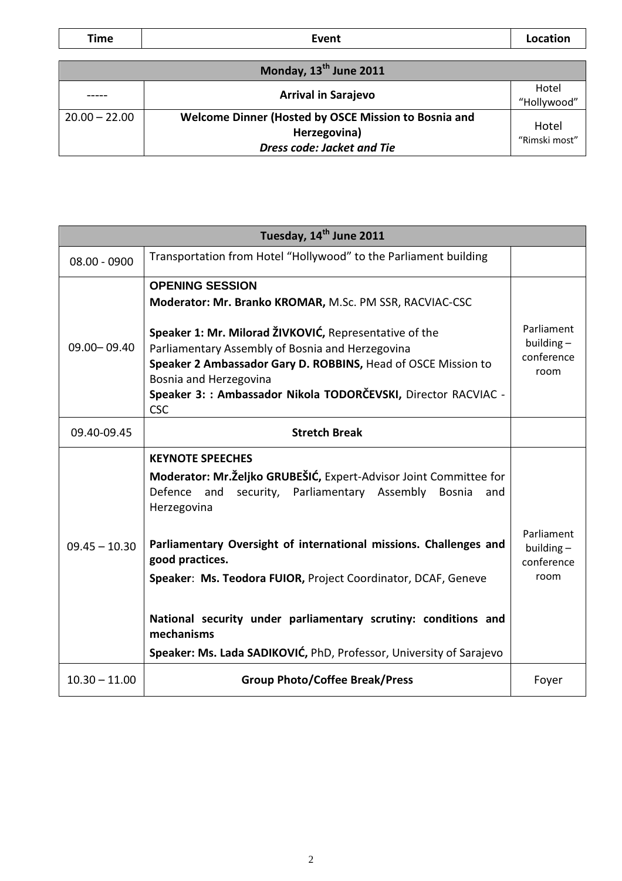| Time | Event | Location |
| --- | --- | --- |

| **Monday, 13th June 2011** | | |
| --- | --- | --- |
| ----- | **Arrival in Sarajevo** | Hotel "Hollywood" |
| 20.00 – 22.00 | **Welcome Dinner (Hosted by OSCE Mission to Bosnia and Herzegovina)** ***Dress code: Jacket and Tie*** | Hotel "Rimski most" |

| **Tuesday, 14th June 2011** | | |
| --- | --- | --- |
| 08.00 - 0900 | Transportation from Hotel "Hollywood" to the Parliament building | |
| 09.00– 09.40 | **OPENING SESSION**<br>**Moderator: Mr. Branko KROMAR,** M.Sc. PM SSR, RACVIAC-CSC<br><br>**Speaker 1: Mr. Milorad ŽIVKOVIĆ,** Representative of the Parliamentary Assembly of Bosnia and Herzegovina<br>**Speaker 2 Ambassador Gary D. ROBBINS,** Head of OSCE Mission to Bosnia and Herzegovina<br>**Speaker 3: : Ambassador Nikola TODORČEVSKI,** Director RACVIAC - CSC | Parliament building – conference room |
| 09.40-09.45 | **Stretch Break** | |
| 09.45 – 10.30 | **KEYNOTE SPEECHES**<br>**Moderator: Mr.Željko GRUBEŠIĆ,** Expert-Advisor Joint Committee for Defence and security, Parliamentary Assembly Bosnia and Herzegovina<br><br>**Parliamentary Oversight of international missions. Challenges and good practices.**<br>**Speaker**: **Ms. Teodora FUIOR,** Project Coordinator, DCAF, Geneve<br><br>**National security under parliamentary scrutiny: conditions and mechanisms**<br>**Speaker: Ms. Lada SADIKOVIĆ,** PhD, Professor, University of Sarajevo | Parliament building – conference room |
| 10.30 – 11.00 | **Group Photo/Coffee Break/Press** | Foyer |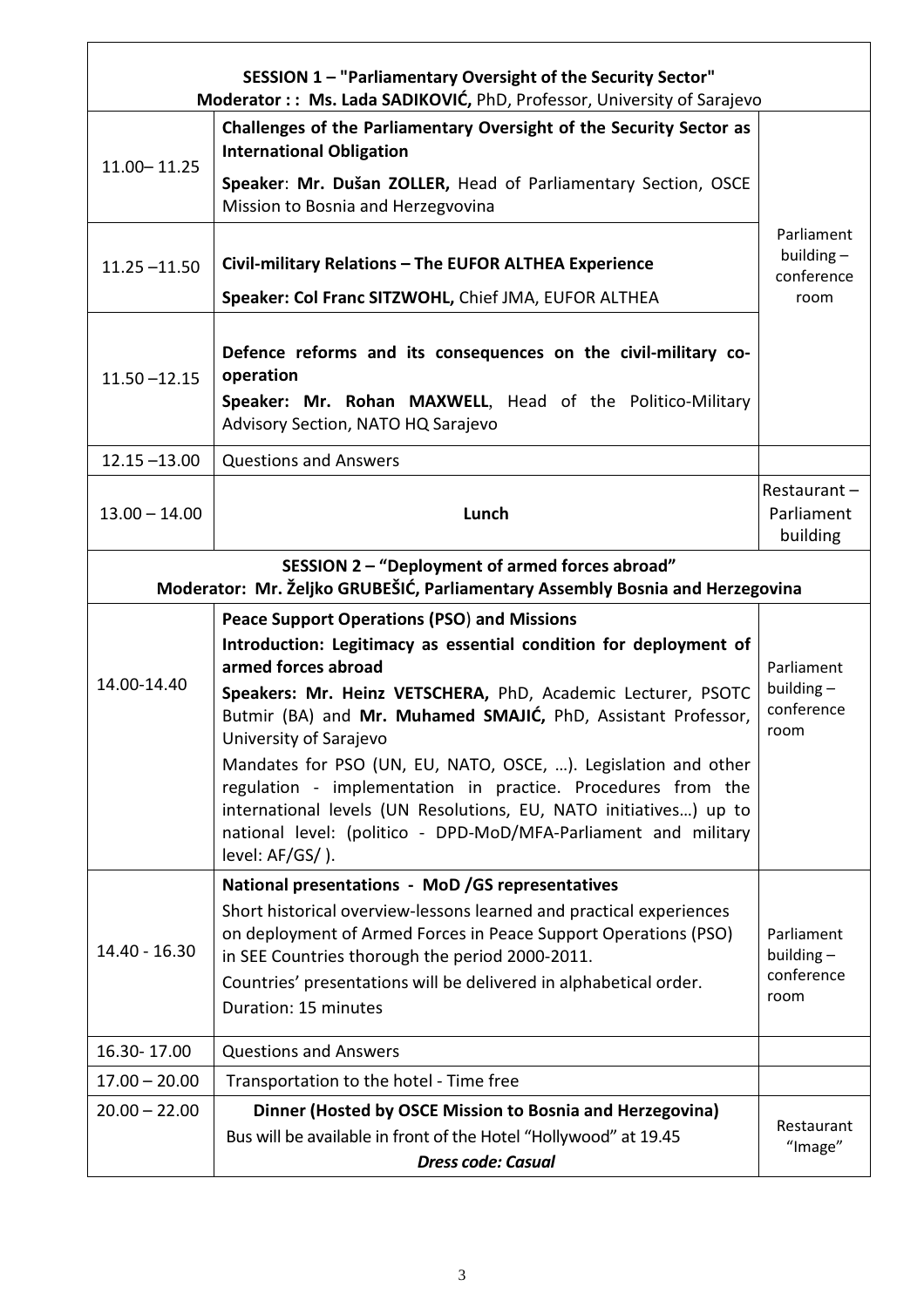| SESSION 1 – "Parliamentary Oversight of the Security Sector"<br>Moderator : : Ms. Lada SADIKOVIĆ, PhD, Professor, University of Sarajevo | | |
|---|---|---|
| 11.00– 11.25 | **Challenges of the Parliamentary Oversight of the Security Sector as International Obligation**<br>Speaker: **Mr. Dušan ZOLLER,** Head of Parliamentary Section, OSCE Mission to Bosnia and Herzegvovina | Parliament building – conference room |
| 11.25 –11.50 | **Civil-military Relations – The EUFOR ALTHEA Experience**<br>**Speaker: Col Franc SITZWOHL,** Chief JMA, EUFOR ALTHEA | |
| 11.50 –12.15 | **Defence reforms and its consequences on the civil-military co-operation**<br>**Speaker: Mr. Rohan MAXWELL**, Head of the Politico-Military Advisory Section, NATO HQ Sarajevo | |
| 12.15 –13.00 | Questions and Answers | |
| 13.00 – 14.00 | **Lunch** | Restaurant – Parliament building |
| **SESSION 2 – "Deployment of armed forces abroad"<br>Moderator: Mr. Željko GRUBEŠIĆ, Parliamentary Assembly Bosnia and Herzegovina** | | |
| 14.00-14.40 | **Peace Support Operations (PSO) and Missions**<br>**Introduction: Legitimacy as essential condition for deployment of armed forces abroad**<br>**Speakers: Mr. Heinz VETSCHERA,** PhD, Academic Lecturer, PSOTC Butmir (BA) and **Mr. Muhamed SMAJIĆ,** PhD, Assistant Professor, University of Sarajevo<br>Mandates for PSO (UN, EU, NATO, OSCE, …). Legislation and other regulation - implementation in practice. Procedures from the international levels (UN Resolutions, EU, NATO initiatives…) up to national level: (politico - DPD-MoD/MFA-Parliament and military level: AF/GS/ ). | Parliament building – conference room |
| 14.40 - 16.30 | **National presentations - MoD /GS representatives**<br>Short historical overview-lessons learned and practical experiences on deployment of Armed Forces in Peace Support Operations (PSO) in SEE Countries thorough the period 2000-2011.<br>Countries' presentations will be delivered in alphabetical order.<br>Duration: 15 minutes | Parliament building – conference room |
| 16.30- 17.00 | Questions and Answers | |
| 17.00 – 20.00 | Transportation to the hotel - Time free | |
| 20.00 – 22.00 | **Dinner (Hosted by OSCE Mission to Bosnia and Herzegovina)**<br>Bus will be available in front of the Hotel "Hollywood" at 19.45<br>***Dress code: Casual*** | Restaurant "Image" |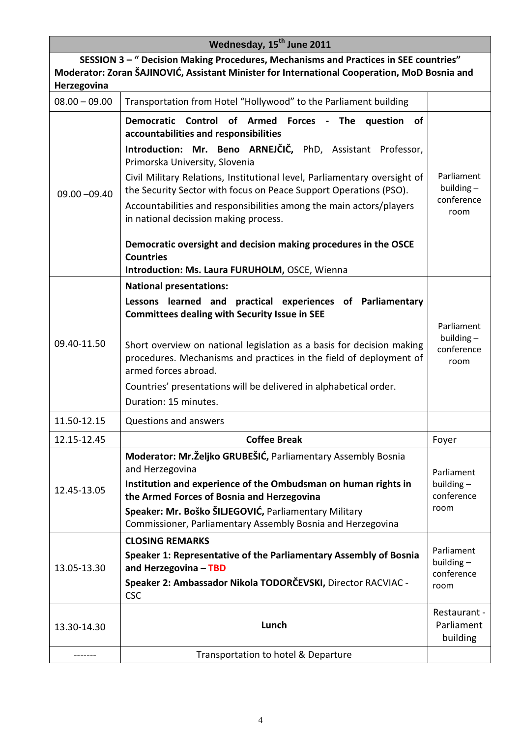| Wednesday, 15th June 2011 | | |
|---|---|---|
| **SESSION 3 – " Decision Making Procedures, Mechanisms and Practices in SEE countries"**<br>**Moderator: Zoran ŠAJINOVIĆ, Assistant Minister for International Cooperation, MoD Bosnia and Herzegovina** | | |
| 08.00 – 09.00 | Transportation from Hotel "Hollywood" to the Parliament building | |
| 09.00 –09.40 | **Democratic Control of Armed Forces - The question of accountabilities and responsibilities**<br>**Introduction: Mr. Beno ARNEJČIČ,** PhD, Assistant Professor, Primorska University, Slovenia<br>Civil Military Relations, Institutional level, Parliamentary oversight of the Security Sector with focus on Peace Support Operations (PSO).<br>Accountabilities and responsibilities among the main actors/players in national decission making process.<br><br>**Democratic oversight and decision making procedures in the OSCE Countries**<br>**Introduction: Ms. Laura FURUHOLM,** OSCE, Wienna | Parliament building – conference room |
| 09.40-11.50 | **National presentations:**<br>**Lessons learned and practical experiences of Parliamentary Committees dealing with Security Issue in SEE**<br><br>Short overview on national legislation as a basis for decision making procedures. Mechanisms and practices in the field of deployment of armed forces abroad.<br>Countries' presentations will be delivered in alphabetical order.<br>Duration: 15 minutes. | Parliament building – conference room |
| 11.50-12.15 | Questions and answers | |
| 12.15-12.45 | **Coffee Break** | Foyer |
| 12.45-13.05 | **Moderator: Mr.Željko GRUBEŠIĆ,** Parliamentary Assembly Bosnia and Herzegovina<br>**Institution and experience of the Ombudsman on human rights in the Armed Forces of Bosnia and Herzegovina**<br>**Speaker: Mr. Boško ŠILJEGOVIĆ,** Parliamentary Military Commissioner, Parliamentary Assembly Bosnia and Herzegovina | Parliament building – conference room |
| 13.05-13.30 | **CLOSING REMARKS**<br>**Speaker 1: Representative of the Parliamentary Assembly of Bosnia and Herzegovina – TBD**<br>**Speaker 2: Ambassador Nikola TODORČEVSKI,** Director RACVIAC - CSC | Parliament building – conference room |
| 13.30-14.30 | **Lunch** | Restaurant - Parliament building |
| ------- | Transportation to hotel & Departure | |